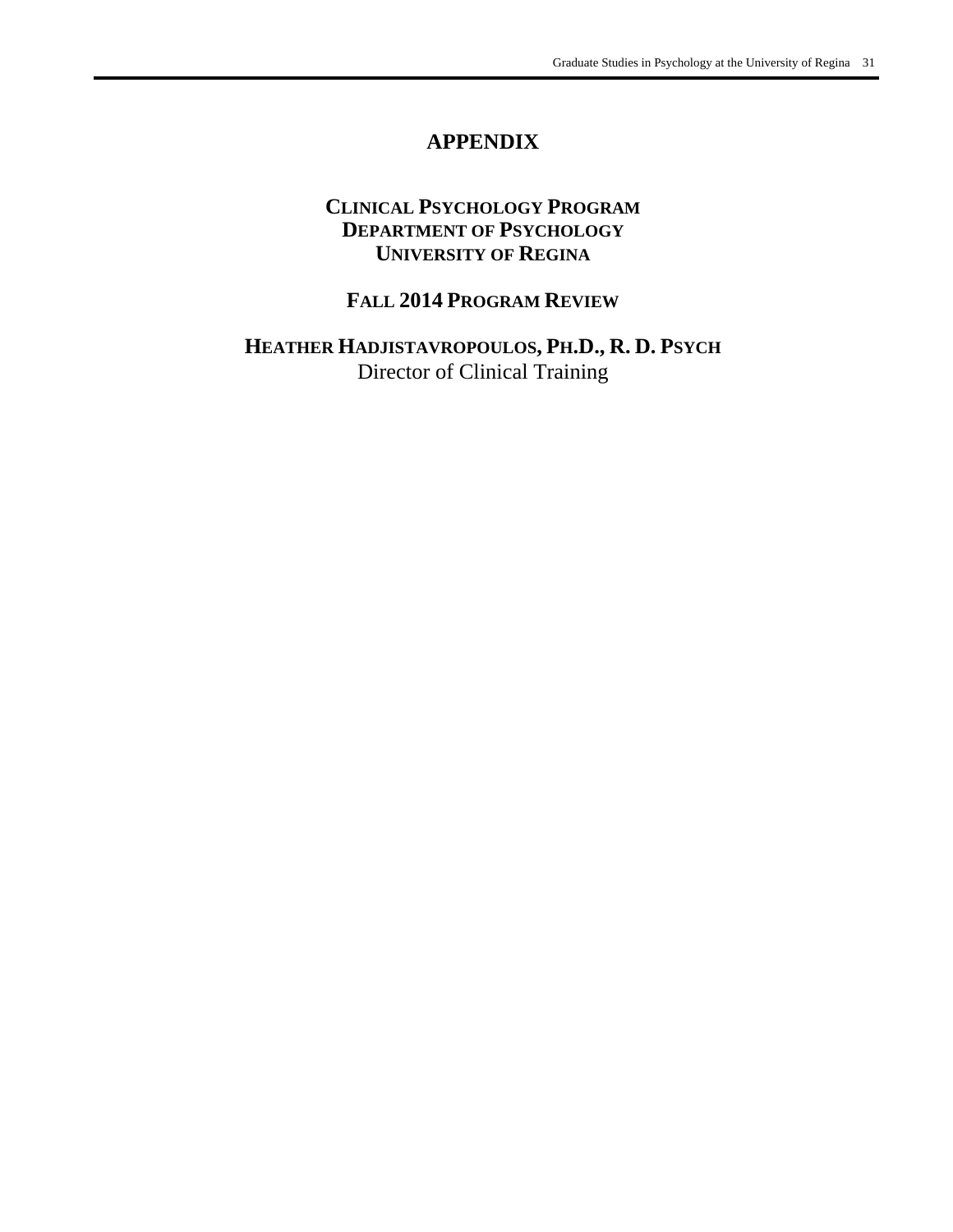# APPENDIX

## CLINICAL PSYCHOLOGY PROGRAM
## DEPARTMENT OF PSYCHOLOGY
## UNIVERSITY OF REGINA

## FALL 2014 PROGRAM REVIEW

**HEATHER HADJISTAVROPOULOS, PH.D., R. D. PSYCH**
Director of Clinical Training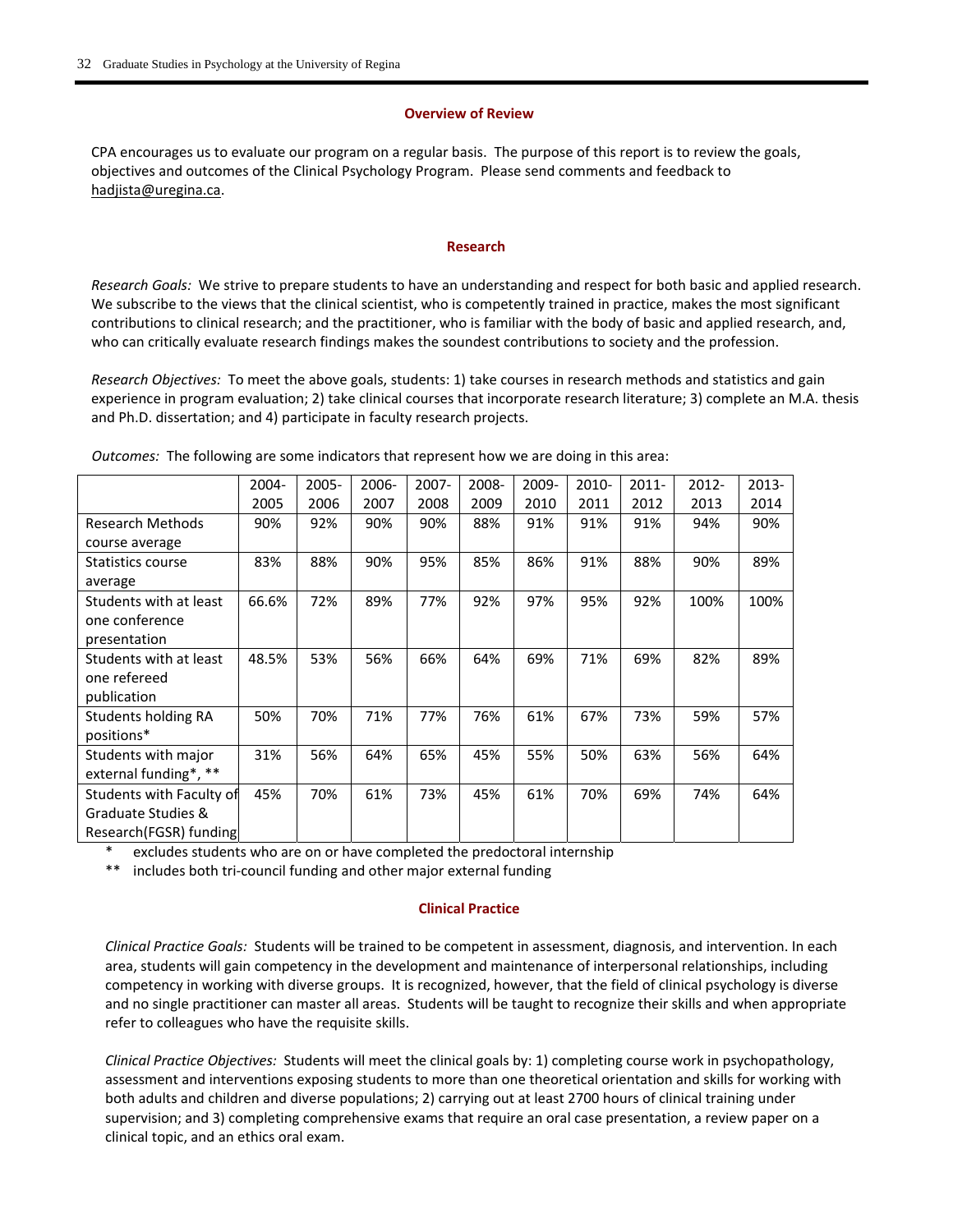## Overview of Review

CPA encourages us to evaluate our program on a regular basis. The purpose of this report is to review the goals, objectives and outcomes of the Clinical Psychology Program. Please send comments and feedback to hadjista@uregina.ca.

## Research

*Research Goals:* We strive to prepare students to have an understanding and respect for both basic and applied research. We subscribe to the views that the clinical scientist, who is competently trained in practice, makes the most significant contributions to clinical research; and the practitioner, who is familiar with the body of basic and applied research, and, who can critically evaluate research findings makes the soundest contributions to society and the profession.

*Research Objectives:* To meet the above goals, students: 1) take courses in research methods and statistics and gain experience in program evaluation; 2) take clinical courses that incorporate research literature; 3) complete an M.A. thesis and Ph.D. dissertation; and 4) participate in faculty research projects.

*Outcomes:* The following are some indicators that represent how we are doing in this area:

| | 2004-2005 | 2005-2006 | 2006-2007 | 2007-2008 | 2008-2009 | 2009-2010 | 2010-2011 | 2011-2012 | 2012-2013 | 2013-2014 |
|---|---|---|---|---|---|---|---|---|---|---|
| Research Methods course average | 90% | 92% | 90% | 90% | 88% | 91% | 91% | 91% | 94% | 90% |
| Statistics course average | 83% | 88% | 90% | 95% | 85% | 86% | 91% | 88% | 90% | 89% |
| Students with at least one conference presentation | 66.6% | 72% | 89% | 77% | 92% | 97% | 95% | 92% | 100% | 100% |
| Students with at least one refereed publication | 48.5% | 53% | 56% | 66% | 64% | 69% | 71% | 69% | 82% | 89% |
| Students holding RA positions* | 50% | 70% | 71% | 77% | 76% | 61% | 67% | 73% | 59% | 57% |
| Students with major external funding*, ** | 31% | 56% | 64% | 65% | 45% | 55% | 50% | 63% | 56% | 64% |
| Students with Faculty of Graduate Studies & Research(FGSR) funding | 45% | 70% | 61% | 73% | 45% | 61% | 70% | 69% | 74% | 64% |

\* excludes students who are on or have completed the predoctoral internship

\*\* includes both tri-council funding and other major external funding

## Clinical Practice

*Clinical Practice Goals:* Students will be trained to be competent in assessment, diagnosis, and intervention. In each area, students will gain competency in the development and maintenance of interpersonal relationships, including competency in working with diverse groups. It is recognized, however, that the field of clinical psychology is diverse and no single practitioner can master all areas. Students will be taught to recognize their skills and when appropriate refer to colleagues who have the requisite skills.

*Clinical Practice Objectives:* Students will meet the clinical goals by: 1) completing course work in psychopathology, assessment and interventions exposing students to more than one theoretical orientation and skills for working with both adults and children and diverse populations; 2) carrying out at least 2700 hours of clinical training under supervision; and 3) completing comprehensive exams that require an oral case presentation, a review paper on a clinical topic, and an ethics oral exam.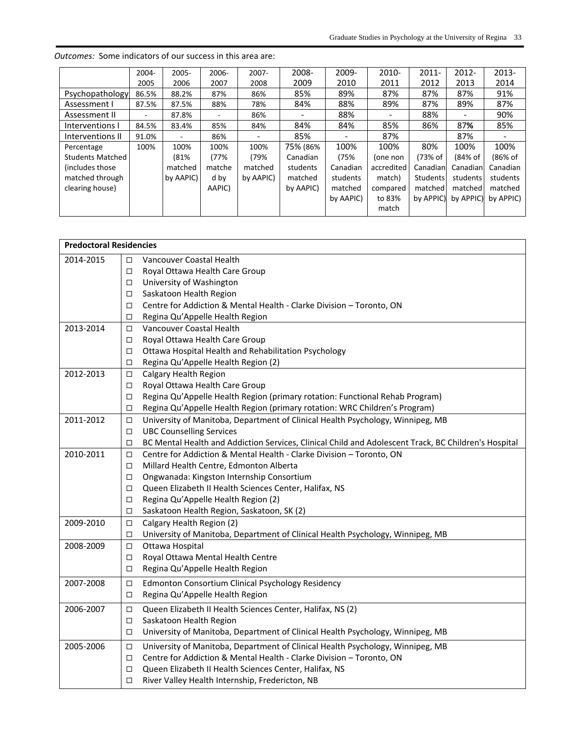*Outcomes:* Some indicators of our success in this area are:

| | 2004-2005 | 2005-2006 | 2006-2007 | 2007-2008 | 2008-2009 | 2009-2010 | 2010-2011 | 2011-2012 | 2012-2013 | 2013-2014 |
|---|---|---|---|---|---|---|---|---|---|---|
| Psychopathology | 86.5% | 88.2% | 87% | 86% | 85% | 89% | 87% | 87% | 87% | 91% |
| Assessment I | 87.5% | 87.5% | 88% | 78% | 84% | 88% | 89% | 87% | 89% | 87% |
| Assessment II | - | 87.8% | - | 86% | - | 88% | - | 88% | - | 90% |
| Interventions I | 84.5% | 83.4% | 85% | 84% | 84% | 84% | 85% | 86% | 87**%** | 85% |
| Interventions II | 91.0% | - | 86% | - | 85% | - | 87% | | 87% | - |
| Percentage Students Matched (includes those matched through clearing house) | 100% | 100% (81% matched by AAPIC) | 100% (77% matched by AAPIC) | 100% (79% matched by AAPIC) | 75% (86% Canadian students matched by AAPIC) | 100% (75% Canadian students matched by AAPIC) | 100% (one non accredited match) compared to 83% match | 80% (73% of Canadian Students matched by APPIC) | 100% (84% of Canadian students matched by APPIC) | 100% (86% of Canadian students matched by APPIC) |

| **Predoctoral Residencies** | |
|---|---|
| 2014-2015 | ☐ Vancouver Coastal Health<br>☐ Royal Ottawa Health Care Group<br>☐ University of Washington<br>☐ Saskatoon Health Region<br>☐ Centre for Addiction & Mental Health - Clarke Division – Toronto, ON<br>☐ Regina Qu'Appelle Health Region |
| 2013-2014 | ☐ Vancouver Coastal Health<br>☐ Royal Ottawa Health Care Group<br>☐ Ottawa Hospital Health and Rehabilitation Psychology<br>☐ Regina Qu'Appelle Health Region (2) |
| 2012-2013 | ☐ Calgary Health Region<br>☐ Royal Ottawa Health Care Group<br>☐ Regina Qu'Appelle Health Region (primary rotation: Functional Rehab Program)<br>☐ Regina Qu'Appelle Health Region (primary rotation: WRC Children's Program) |
| 2011-2012 | ☐ University of Manitoba, Department of Clinical Health Psychology, Winnipeg, MB<br>☐ UBC Counselling Services<br>☐ BC Mental Health and Addiction Services, Clinical Child and Adolescent Track, BC Children's Hospital |
| 2010-2011 | ☐ Centre for Addiction & Mental Health - Clarke Division – Toronto, ON<br>☐ Millard Health Centre, Edmonton Alberta<br>☐ Ongwanada: Kingston Internship Consortium<br>☐ Queen Elizabeth II Health Sciences Center, Halifax, NS<br>☐ Regina Qu'Appelle Health Region (2)<br>☐ Saskatoon Health Region, Saskatoon, SK (2) |
| 2009-2010 | ☐ Calgary Health Region (2)<br>☐ University of Manitoba, Department of Clinical Health Psychology, Winnipeg, MB |
| 2008-2009 | ☐ Ottawa Hospital<br>☐ Royal Ottawa Mental Health Centre<br>☐ Regina Qu'Appelle Health Region |
| 2007-2008 | ☐ Edmonton Consortium Clinical Psychology Residency<br>☐ Regina Qu'Appelle Health Region |
| 2006-2007 | ☐ Queen Elizabeth II Health Sciences Center, Halifax, NS (2)<br>☐ Saskatoon Health Region<br>☐ University of Manitoba, Department of Clinical Health Psychology, Winnipeg, MB |
| 2005-2006 | ☐ University of Manitoba, Department of Clinical Health Psychology, Winnipeg, MB<br>☐ Centre for Addiction & Mental Health - Clarke Division – Toronto, ON<br>☐ Queen Elizabeth II Health Sciences Center, Halifax, NS<br>☐ River Valley Health Internship, Fredericton, NB |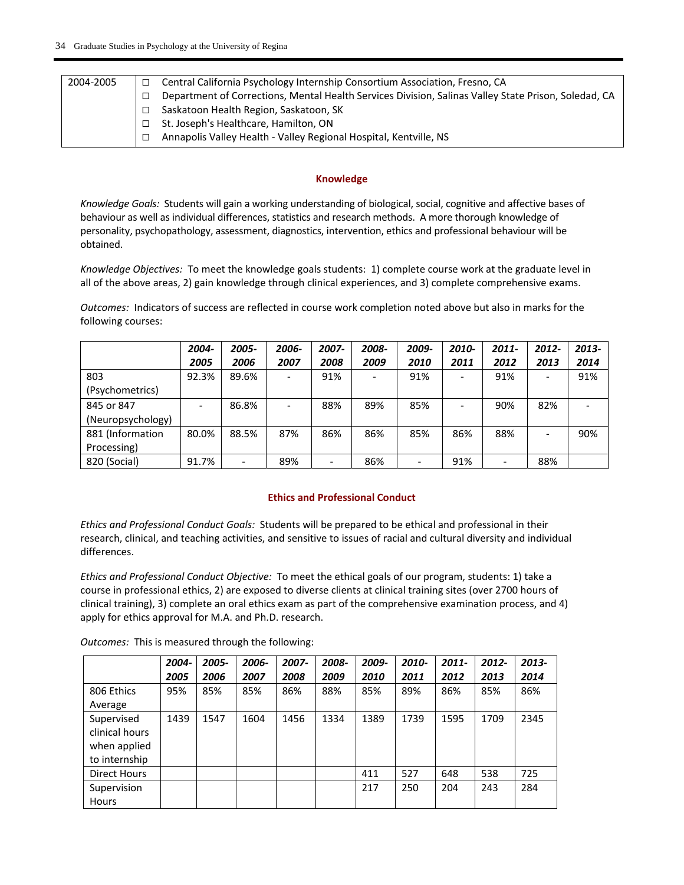| 2004-2005 | ☐ Central California Psychology Internship Consortium Association, Fresno, CA<br>☐ Department of Corrections, Mental Health Services Division, Salinas Valley State Prison, Soledad, CA<br>☐ Saskatoon Health Region, Saskatoon, SK<br>☐ St. Joseph's Healthcare, Hamilton, ON<br>☐ Annapolis Valley Health - Valley Regional Hospital, Kentville, NS |
|---|---|

## Knowledge

*Knowledge Goals:* Students will gain a working understanding of biological, social, cognitive and affective bases of behaviour as well as individual differences, statistics and research methods. A more thorough knowledge of personality, psychopathology, assessment, diagnostics, intervention, ethics and professional behaviour will be obtained.

*Knowledge Objectives:* To meet the knowledge goals students: 1) complete course work at the graduate level in all of the above areas, 2) gain knowledge through clinical experiences, and 3) complete comprehensive exams.

*Outcomes:* Indicators of success are reflected in course work completion noted above but also in marks for the following courses:

| | *2004-2005* | *2005-2006* | *2006-2007* | *2007-2008* | *2008-2009* | *2009-2010* | *2010-2011* | *2011-2012* | *2012-2013* | *2013-2014* |
|---|---|---|---|---|---|---|---|---|---|---|
| 803 (Psychometrics) | 92.3% | 89.6% | - | 91% | - | 91% | - | 91% | - | 91% |
| 845 or 847 (Neuropsychology) | - | 86.8% | - | 88% | 89% | 85% | - | 90% | 82% | - |
| 881 (Information Processing) | 80.0% | 88.5% | 87% | 86% | 86% | 85% | 86% | 88% | - | 90% |
| 820 (Social) | 91.7% | - | 89% | - | 86% | - | 91% | - | 88% | |

## Ethics and Professional Conduct

*Ethics and Professional Conduct Goals:* Students will be prepared to be ethical and professional in their research, clinical, and teaching activities, and sensitive to issues of racial and cultural diversity and individual differences.

*Ethics and Professional Conduct Objective:* To meet the ethical goals of our program, students: 1) take a course in professional ethics, 2) are exposed to diverse clients at clinical training sites (over 2700 hours of clinical training), 3) complete an oral ethics exam as part of the comprehensive examination process, and 4) apply for ethics approval for M.A. and Ph.D. research.

*Outcomes:* This is measured through the following:

| | *2004-2005* | *2005-2006* | *2006-2007* | *2007-2008* | *2008-2009* | *2009-2010* | *2010-2011* | *2011-2012* | *2012-2013* | *2013-2014* |
|---|---|---|---|---|---|---|---|---|---|---|
| 806 Ethics Average | 95% | 85% | 85% | 86% | 88% | 85% | 89% | 86% | 85% | 86% |
| Supervised clinical hours when applied to internship | 1439 | 1547 | 1604 | 1456 | 1334 | 1389 | 1739 | 1595 | 1709 | 2345 |
| Direct Hours | | | | | | 411 | 527 | 648 | 538 | 725 |
| Supervision Hours | | | | | | 217 | 250 | 204 | 243 | 284 |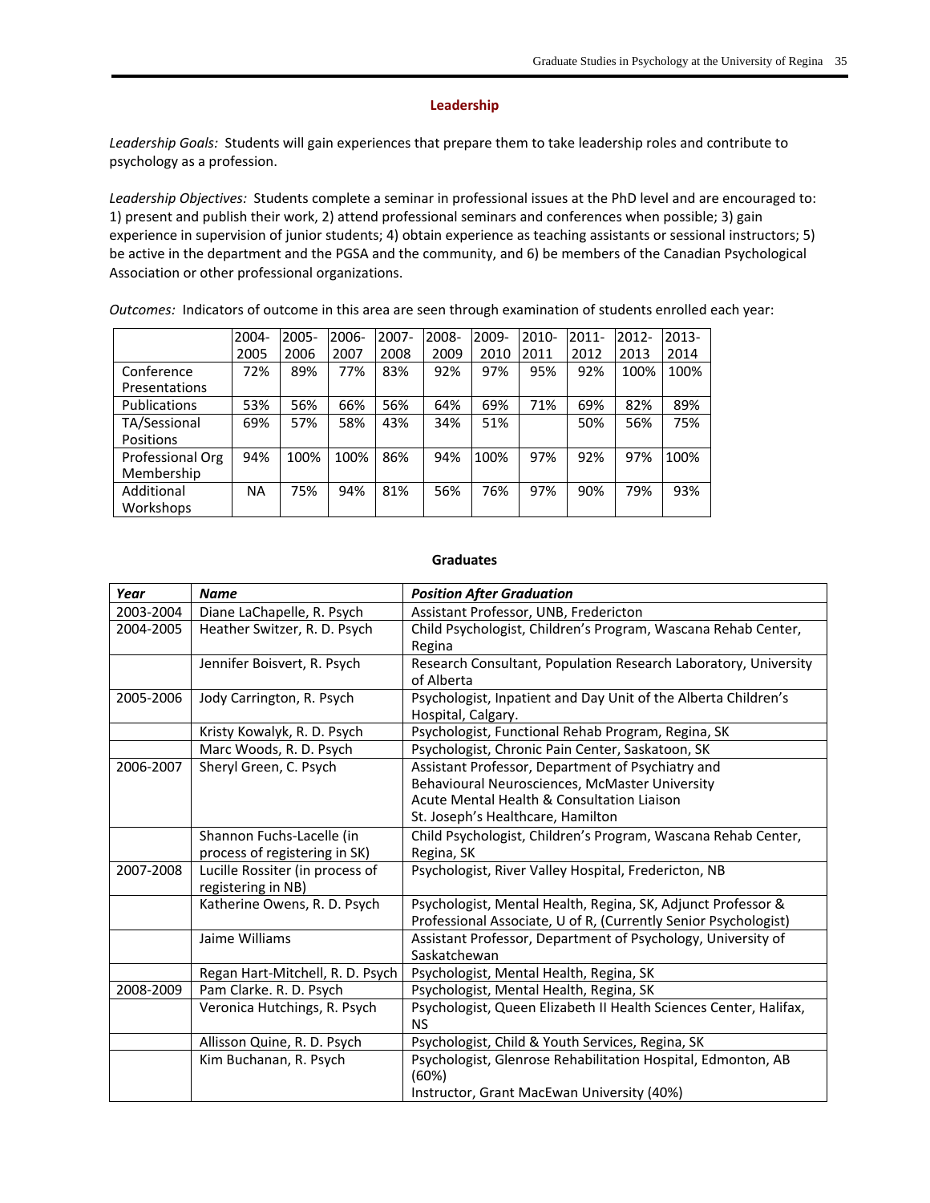## Leadership

*Leadership Goals:* Students will gain experiences that prepare them to take leadership roles and contribute to psychology as a profession.

*Leadership Objectives:* Students complete a seminar in professional issues at the PhD level and are encouraged to: 1) present and publish their work, 2) attend professional seminars and conferences when possible; 3) gain experience in supervision of junior students; 4) obtain experience as teaching assistants or sessional instructors; 5) be active in the department and the PGSA and the community, and 6) be members of the Canadian Psychological Association or other professional organizations.

*Outcomes:* Indicators of outcome in this area are seen through examination of students enrolled each year:

| | 2004-2005 | 2005-2006 | 2006-2007 | 2007-2008 | 2008-2009 | 2009-2010 | 2010-2011 | 2011-2012 | 2012-2013 | 2013-2014 |
|---|---|---|---|---|---|---|---|---|---|---|
| Conference Presentations | 72% | 89% | 77% | 83% | 92% | 97% | 95% | 92% | 100% | 100% |
| Publications | 53% | 56% | 66% | 56% | 64% | 69% | 71% | 69% | 82% | 89% |
| TA/Sessional Positions | 69% | 57% | 58% | 43% | 34% | 51% | | 50% | 56% | 75% |
| Professional Org Membership | 94% | 100% | 100% | 86% | 94% | 100% | 97% | 92% | 97% | 100% |
| Additional Workshops | NA | 75% | 94% | 81% | 56% | 76% | 97% | 90% | 79% | 93% |

## Graduates

| ***Year*** | ***Name*** | ***Position After Graduation*** |
|---|---|---|
| 2003-2004 | Diane LaChapelle, R. Psych | Assistant Professor, UNB, Fredericton |
| 2004-2005 | Heather Switzer, R. D. Psych | Child Psychologist, Children's Program, Wascana Rehab Center, Regina |
| | Jennifer Boisvert, R. Psych | Research Consultant, Population Research Laboratory, University of Alberta |
| 2005-2006 | Jody Carrington, R. Psych | Psychologist, Inpatient and Day Unit of the Alberta Children's Hospital, Calgary. |
| | Kristy Kowalyk, R. D. Psych | Psychologist, Functional Rehab Program, Regina, SK |
| | Marc Woods, R. D. Psych | Psychologist, Chronic Pain Center, Saskatoon, SK |
| 2006-2007 | Sheryl Green, C. Psych | Assistant Professor, Department of Psychiatry and Behavioural Neurosciences, McMaster University<br>Acute Mental Health & Consultation Liaison<br>St. Joseph's Healthcare, Hamilton |
| | Shannon Fuchs-Lacelle (in process of registering in SK) | Child Psychologist, Children's Program, Wascana Rehab Center, Regina, SK |
| 2007-2008 | Lucille Rossiter (in process of registering in NB) | Psychologist, River Valley Hospital, Fredericton, NB |
| | Katherine Owens, R. D. Psych | Psychologist, Mental Health, Regina, SK, Adjunct Professor & Professional Associate, U of R, (Currently Senior Psychologist) |
| | Jaime Williams | Assistant Professor, Department of Psychology, University of Saskatchewan |
| | Regan Hart-Mitchell, R. D. Psych | Psychologist, Mental Health, Regina, SK |
| 2008-2009 | Pam Clarke. R. D. Psych | Psychologist, Mental Health, Regina, SK |
| | Veronica Hutchings, R. Psych | Psychologist, Queen Elizabeth II Health Sciences Center, Halifax, NS |
| | Allisson Quine, R. D. Psych | Psychologist, Child & Youth Services, Regina, SK |
| | Kim Buchanan, R. Psych | Psychologist, Glenrose Rehabilitation Hospital, Edmonton, AB (60%)<br>Instructor, Grant MacEwan University (40%) |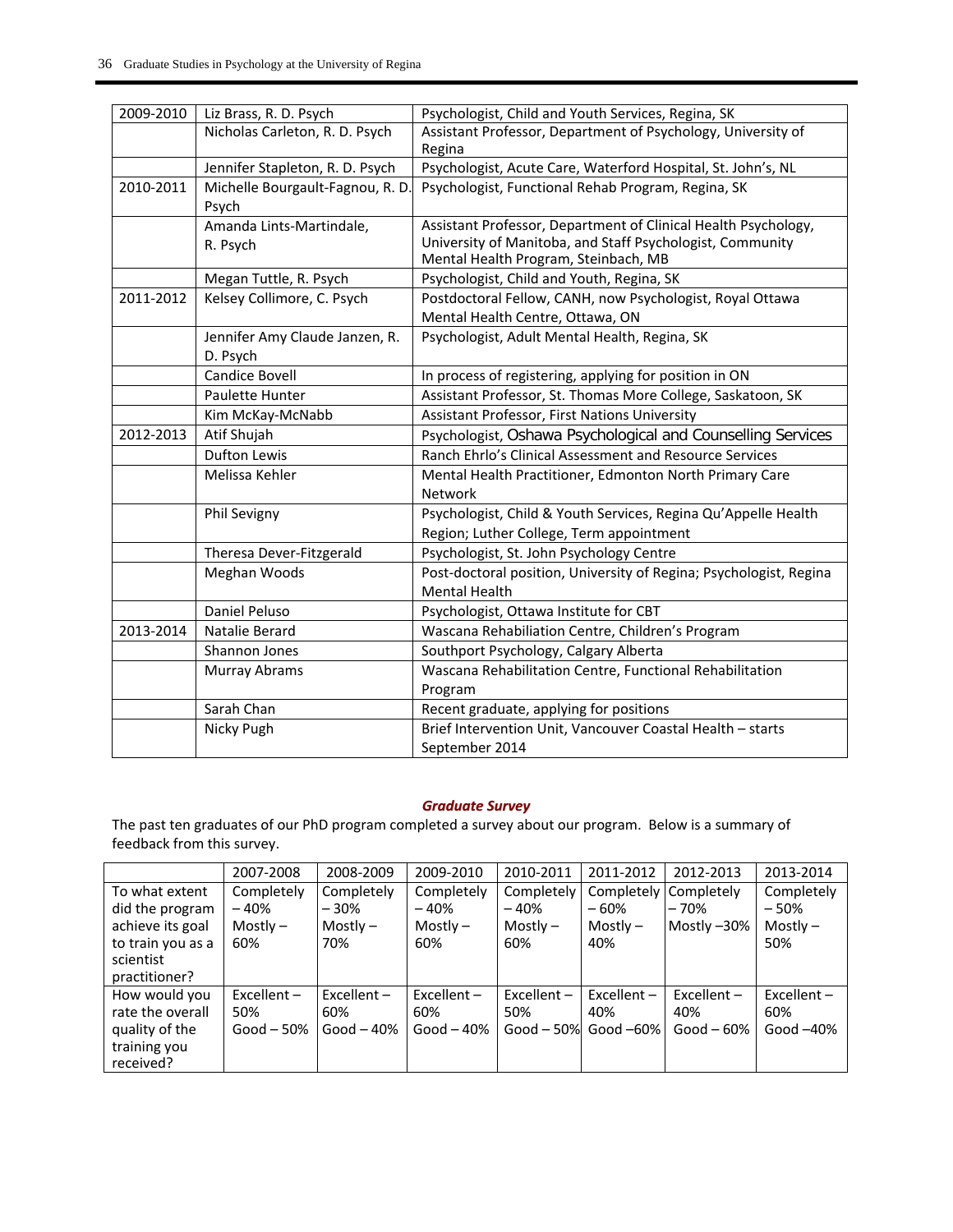| | | |
|---|---|---|
| 2009-2010 | Liz Brass, R. D. Psych | Psychologist, Child and Youth Services, Regina, SK |
| | Nicholas Carleton, R. D. Psych | Assistant Professor, Department of Psychology, University of Regina |
| | Jennifer Stapleton, R. D. Psych | Psychologist, Acute Care, Waterford Hospital, St. John's, NL |
| 2010-2011 | Michelle Bourgault-Fagnou, R. D. Psych | Psychologist, Functional Rehab Program, Regina, SK |
| | Amanda Lints-Martindale, R. Psych | Assistant Professor, Department of Clinical Health Psychology, University of Manitoba, and Staff Psychologist, Community Mental Health Program, Steinbach, MB |
| | Megan Tuttle, R. Psych | Psychologist, Child and Youth, Regina, SK |
| 2011-2012 | Kelsey Collimore, C. Psych | Postdoctoral Fellow, CANH, now Psychologist, Royal Ottawa Mental Health Centre, Ottawa, ON |
| | Jennifer Amy Claude Janzen, R. D. Psych | Psychologist, Adult Mental Health, Regina, SK |
| | Candice Bovell | In process of registering, applying for position in ON |
| | Paulette Hunter | Assistant Professor, St. Thomas More College, Saskatoon, SK |
| | Kim McKay-McNabb | Assistant Professor, First Nations University |
| 2012-2013 | Atif Shujah | Psychologist, Oshawa Psychological and Counselling Services |
| | Dufton Lewis | Ranch Ehrlo's Clinical Assessment and Resource Services |
| | Melissa Kehler | Mental Health Practitioner, Edmonton North Primary Care Network |
| | Phil Sevigny | Psychologist, Child & Youth Services, Regina Qu'Appelle Health Region; Luther College, Term appointment |
| | Theresa Dever-Fitzgerald | Psychologist, St. John Psychology Centre |
| | Meghan Woods | Post-doctoral position, University of Regina; Psychologist, Regina Mental Health |
| | Daniel Peluso | Psychologist, Ottawa Institute for CBT |
| 2013-2014 | Natalie Berard | Wascana Rehabiliation Centre, Children's Program |
| | Shannon Jones | Southport Psychology, Calgary Alberta |
| | Murray Abrams | Wascana Rehabilitation Centre, Functional Rehabilitation Program |
| | Sarah Chan | Recent graduate, applying for positions |
| | Nicky Pugh | Brief Intervention Unit, Vancouver Coastal Health – starts September 2014 |

### *Graduate Survey*

The past ten graduates of our PhD program completed a survey about our program. Below is a summary of feedback from this survey.

| | 2007-2008 | 2008-2009 | 2009-2010 | 2010-2011 | 2011-2012 | 2012-2013 | 2013-2014 |
|---|---|---|---|---|---|---|---|
| To what extent did the program achieve its goal to train you as a scientist practitioner? | Completely – 40% Mostly – 60% | Completely – 30% Mostly – 70% | Completely – 40% Mostly – 60% | Completely – 40% Mostly – 60% | Completely – 60% Mostly – 40% | Completely – 70% Mostly –30% | Completely – 50% Mostly – 50% |
| How would you rate the overall quality of the training you received? | Excellent – 50% Good – 50% | Excellent – 60% Good – 40% | Excellent – 60% Good – 40% | Excellent – 50% Good – 50% | Excellent – 40% Good –60% | Excellent – 40% Good – 60% | Excellent – 60% Good –40% |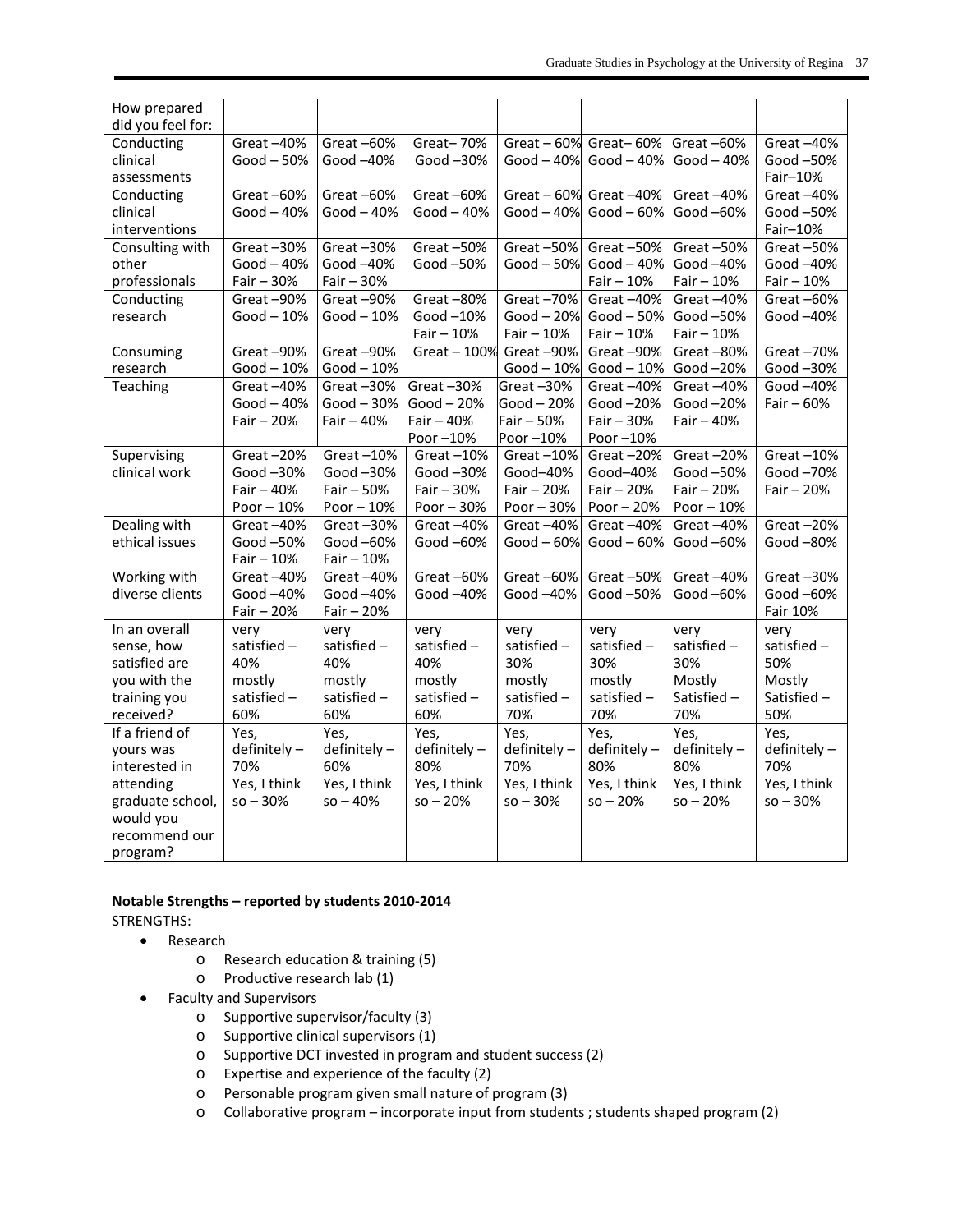| How prepared did you feel for: | | | | | | | |
|---|---|---|---|---|---|---|---|
| Conducting clinical assessments | Great –40% Good – 50% | Great –60% Good –40% | Great– 70% Good –30% | Great – 60% Good – 40% | Great– 60% Good – 40% | Great –60% Good – 40% | Great –40% Good –50% Fair–10% |
| Conducting clinical interventions | Great –60% Good – 40% | Great –60% Good – 40% | Great –60% Good – 40% | Great – 60% Good – 40% | Great –40% Good – 60% | Great –40% Good –60% | Great –40% Good –50% Fair–10% |
| Consulting with other professionals | Great –30% Good – 40% Fair – 30% | Great –30% Good –40% Fair – 30% | Great –50% Good –50% | Great –50% Good – 50% | Great –50% Good – 40% Fair – 10% | Great –50% Good –40% Fair – 10% | Great –50% Good –40% Fair – 10% |
| Conducting research | Great –90% Good – 10% | Great –90% Good – 10% | Great –80% Good –10% Fair – 10% | Great –70% Good – 20% Fair – 10% | Great –40% Good – 50% Fair – 10% | Great –40% Good –50% Fair – 10% | Great –60% Good –40% |
| Consuming research | Great –90% Good – 10% | Great –90% Good – 10% | Great – 100% | Great –90% Good – 10% | Great –90% Good – 10% | Great –80% Good –20% | Great –70% Good –30% |
| Teaching | Great –40% Good – 40% Fair – 20% | Great –30% Good – 30% Fair – 40% | Great –30% Good – 20% Fair – 40% Poor –10% | Great –30% Good – 20% Fair – 50% Poor –10% | Great –40% Good –20% Fair – 30% Poor –10% | Great –40% Good –20% Fair – 40% | Good –40% Fair – 60% |
| Supervising clinical work | Great –20% Good –30% Fair – 40% Poor – 10% | Great –10% Good –30% Fair – 50% Poor – 10% | Great –10% Good –30% Fair – 30% Poor – 30% | Great –10% Good–40% Fair – 20% Poor – 30% | Great –20% Good–40% Fair – 20% Poor – 20% | Great –20% Good –50% Fair – 20% Poor – 10% | Great –10% Good –70% Fair – 20% |
| Dealing with ethical issues | Great –40% Good –50% Fair – 10% | Great –30% Good –60% Fair – 10% | Great –40% Good –60% | Great –40% Good – 60% | Great –40% Good – 60% | Great –40% Good –60% | Great –20% Good –80% |
| Working with diverse clients | Great –40% Good –40% Fair – 20% | Great –40% Good –40% Fair – 20% | Great –60% Good –40% | Great –60% Good –40% | Great –50% Good –50% | Great –40% Good –60% | Great –30% Good –60% Fair 10% |
| In an overall sense, how satisfied are you with the training you received? | very satisfied – 40% mostly satisfied – 60% | very satisfied – 40% mostly satisfied – 60% | very satisfied – 40% mostly satisfied – 60% | very satisfied – 30% mostly satisfied – 70% | very satisfied – 30% mostly satisfied – 70% | very satisfied – 30% Mostly Satisfied – 70% | very satisfied – 50% Mostly Satisfied – 50% |
| If a friend of yours was interested in attending graduate school, would you recommend our program? | Yes, definitely – 70% Yes, I think so – 30% | Yes, definitely – 60% Yes, I think so – 40% | Yes, definitely – 80% Yes, I think so – 20% | Yes, definitely – 70% Yes, I think so – 30% | Yes, definitely – 80% Yes, I think so – 20% | Yes, definitely – 80% Yes, I think so – 20% | Yes, definitely – 70% Yes, I think so – 30% |

**Notable Strengths – reported by students 2010-2014**

STRENGTHS:

- Research
  - Research education & training (5)
  - Productive research lab (1)
- Faculty and Supervisors
  - Supportive supervisor/faculty (3)
  - Supportive clinical supervisors (1)
  - Supportive DCT invested in program and student success (2)
  - Expertise and experience of the faculty (2)
  - Personable program given small nature of program (3)
  - Collaborative program – incorporate input from students ; students shaped program (2)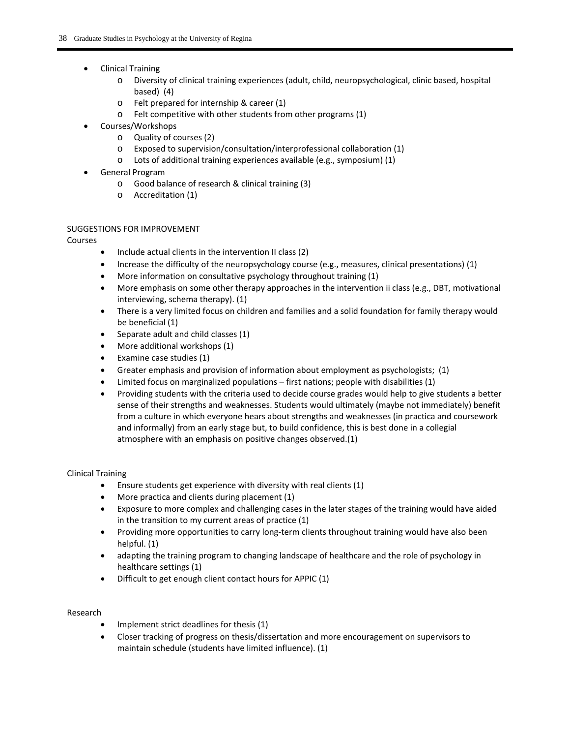- Clinical Training
    - Diversity of clinical training experiences (adult, child, neuropsychological, clinic based, hospital based) (4)
    - Felt prepared for internship & career (1)
    - Felt competitive with other students from other programs (1)
- Courses/Workshops
    - Quality of courses (2)
    - Exposed to supervision/consultation/interprofessional collaboration (1)
    - Lots of additional training experiences available (e.g., symposium) (1)
- General Program
    - Good balance of research & clinical training (3)
    - Accreditation (1)

SUGGESTIONS FOR IMPROVEMENT

Courses

- Include actual clients in the intervention II class (2)
- Increase the difficulty of the neuropsychology course (e.g., measures, clinical presentations) (1)
- More information on consultative psychology throughout training (1)
- More emphasis on some other therapy approaches in the intervention ii class (e.g., DBT, motivational interviewing, schema therapy). (1)
- There is a very limited focus on children and families and a solid foundation for family therapy would be beneficial (1)
- Separate adult and child classes (1)
- More additional workshops (1)
- Examine case studies (1)
- Greater emphasis and provision of information about employment as psychologists; (1)
- Limited focus on marginalized populations – first nations; people with disabilities (1)
- Providing students with the criteria used to decide course grades would help to give students a better sense of their strengths and weaknesses. Students would ultimately (maybe not immediately) benefit from a culture in which everyone hears about strengths and weaknesses (in practica and coursework and informally) from an early stage but, to build confidence, this is best done in a collegial atmosphere with an emphasis on positive changes observed.(1)

Clinical Training

- Ensure students get experience with diversity with real clients (1)
- More practica and clients during placement (1)
- Exposure to more complex and challenging cases in the later stages of the training would have aided in the transition to my current areas of practice (1)
- Providing more opportunities to carry long-term clients throughout training would have also been helpful. (1)
- adapting the training program to changing landscape of healthcare and the role of psychology in healthcare settings (1)
- Difficult to get enough client contact hours for APPIC (1)

Research

- Implement strict deadlines for thesis (1)
- Closer tracking of progress on thesis/dissertation and more encouragement on supervisors to maintain schedule (students have limited influence). (1)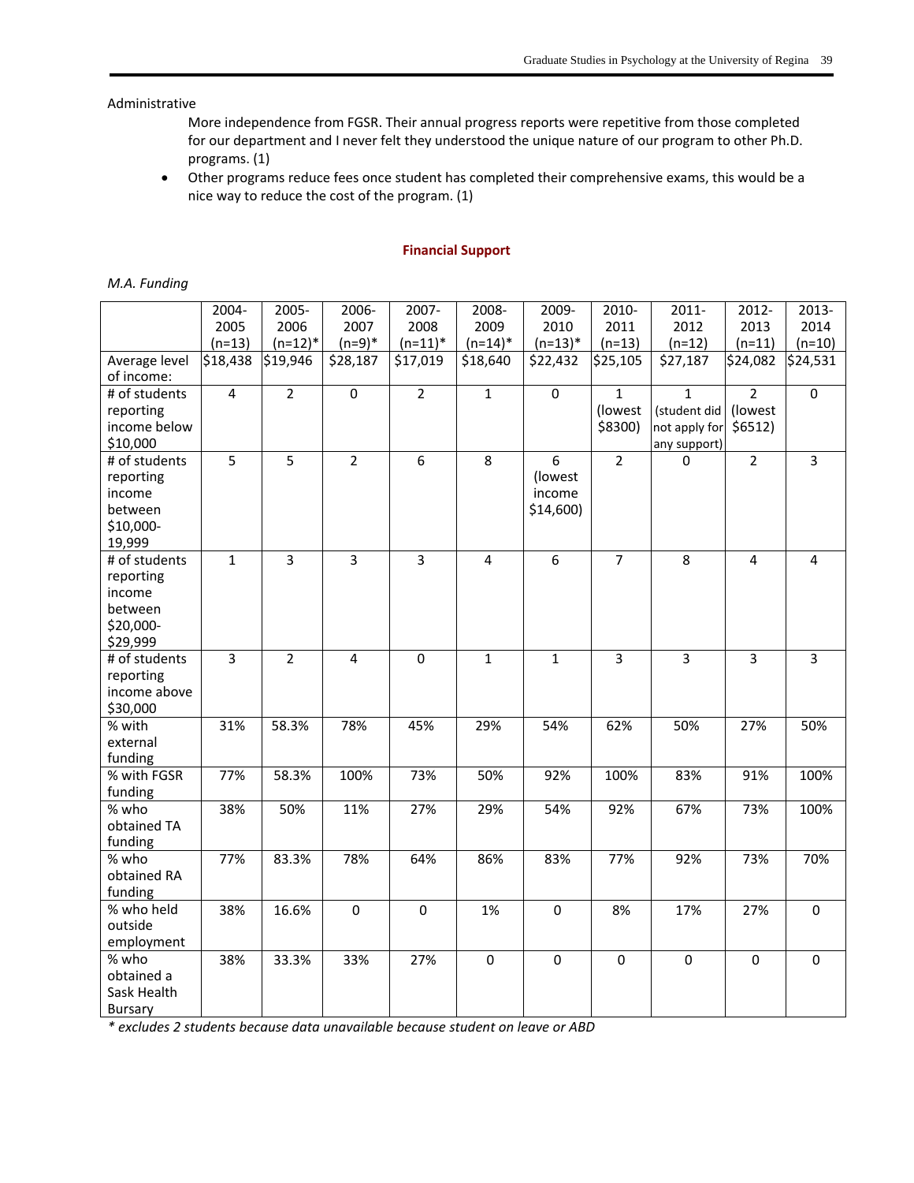Administrative

More independence from FGSR. Their annual progress reports were repetitive from those completed for our department and I never felt they understood the unique nature of our program to other Ph.D. programs. (1)

- Other programs reduce fees once student has completed their comprehensive exams, this would be a nice way to reduce the cost of the program. (1)

## Financial Support

*M.A. Funding*

| | 2004-2005 (n=13) | 2005-2006 (n=12)* | 2006-2007 (n=9)* | 2007-2008 (n=11)* | 2008-2009 (n=14)* | 2009-2010 (n=13)* | 2010-2011 (n=13) | 2011-2012 (n=12) | 2012-2013 (n=11) | 2013-2014 (n=10) |
|---|---|---|---|---|---|---|---|---|---|---|
| Average level of income: | $18,438 | $19,946 | $28,187 | $17,019 | $18,640 | $22,432 | $25,105 | $27,187 | $24,082 | $24,531 |
| # of students reporting income below $10,000 | 4 | 2 | 0 | 2 | 1 | 0 | 1 (lowest $8300) | 1 (student did not apply for any support) | 2 (lowest $6512) | 0 |
| # of students reporting income between $10,000-19,999 | 5 | 5 | 2 | 6 | 8 | 6 (lowest income $14,600) | 2 | 0 | 2 | 3 |
| # of students reporting income between $20,000-$29,999 | 1 | 3 | 3 | 3 | 4 | 6 | 7 | 8 | 4 | 4 |
| # of students reporting income above $30,000 | 3 | 2 | 4 | 0 | 1 | 1 | 3 | 3 | 3 | 3 |
| % with external funding | 31% | 58.3% | 78% | 45% | 29% | 54% | 62% | 50% | 27% | 50% |
| % with FGSR funding | 77% | 58.3% | 100% | 73% | 50% | 92% | 100% | 83% | 91% | 100% |
| % who obtained TA funding | 38% | 50% | 11% | 27% | 29% | 54% | 92% | 67% | 73% | 100% |
| % who obtained RA funding | 77% | 83.3% | 78% | 64% | 86% | 83% | 77% | 92% | 73% | 70% |
| % who held outside employment | 38% | 16.6% | 0 | 0 | 1% | 0 | 8% | 17% | 27% | 0 |
| % who obtained a Sask Health Bursary | 38% | 33.3% | 33% | 27% | 0 | 0 | 0 | 0 | 0 | 0 |

*\* excludes 2 students because data unavailable because student on leave or ABD*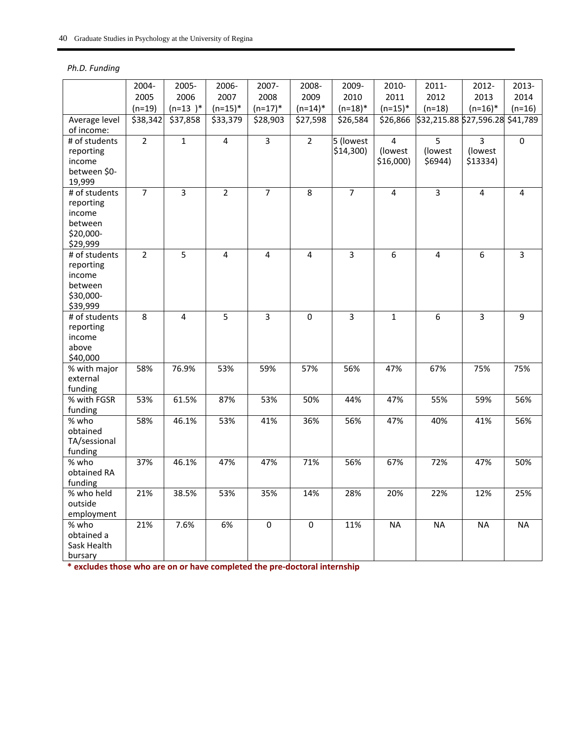*Ph.D. Funding*

| | 2004-2005 (n=19) | 2005-2006 (n=13 )* | 2006-2007 (n=15)* | 2007-2008 (n=17)* | 2008-2009 (n=14)* | 2009-2010 (n=18)* | 2010-2011 (n=15)* | 2011-2012 (n=18) | 2012-2013 (n=16)* | 2013-2014 (n=16) |
|---|---|---|---|---|---|---|---|---|---|---|
| Average level of income: | $38,342 | $37,858 | $33,379 | $28,903 | $27,598 | $26,584 | $26,866 | $32,215.88 | $27,596.28 | $41,789 |
| # of students reporting income between $0-19,999 | 2 | 1 | 4 | 3 | 2 | 5 (lowest $14,300) | 4 (lowest $16,000) | 5 (lowest $6944) | 3 (lowest $13334) | 0 |
| # of students reporting income between $20,000-$29,999 | 7 | 3 | 2 | 7 | 8 | 7 | 4 | 3 | 4 | 4 |
| # of students reporting income between $30,000-$39,999 | 2 | 5 | 4 | 4 | 4 | 3 | 6 | 4 | 6 | 3 |
| # of students reporting income above $40,000 | 8 | 4 | 5 | 3 | 0 | 3 | 1 | 6 | 3 | 9 |
| % with major external funding | 58% | 76.9% | 53% | 59% | 57% | 56% | 47% | 67% | 75% | 75% |
| % with FGSR funding | 53% | 61.5% | 87% | 53% | 50% | 44% | 47% | 55% | 59% | 56% |
| % who obtained TA/sessional funding | 58% | 46.1% | 53% | 41% | 36% | 56% | 47% | 40% | 41% | 56% |
| % who obtained RA funding | 37% | 46.1% | 47% | 47% | 71% | 56% | 67% | 72% | 47% | 50% |
| % who held outside employment | 21% | 38.5% | 53% | 35% | 14% | 28% | 20% | 22% | 12% | 25% |
| % who obtained a Sask Health bursary | 21% | 7.6% | 6% | 0 | 0 | 11% | NA | NA | NA | NA |

**\* excludes those who are on or have completed the pre-doctoral internship**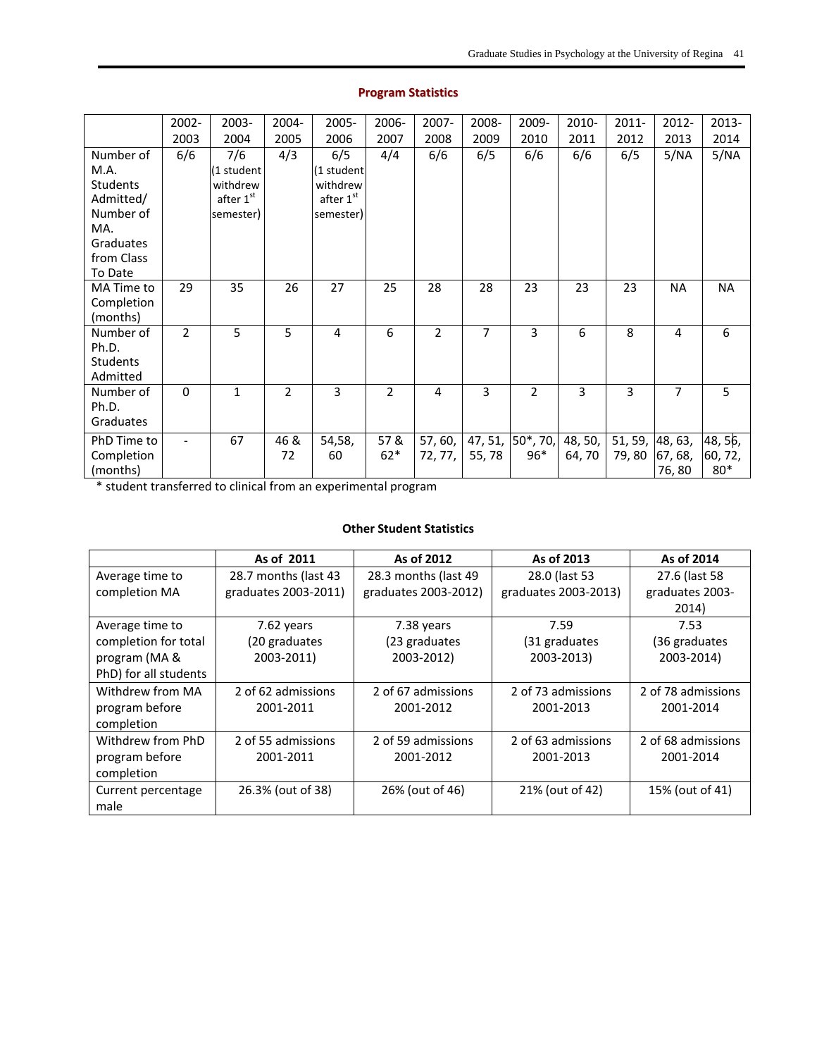## Program Statistics

| | 2002-2003 | 2003-2004 | 2004-2005 | 2005-2006 | 2006-2007 | 2007-2008 | 2008-2009 | 2009-2010 | 2010-2011 | 2011-2012 | 2012-2013 | 2013-2014 |
|---|---|---|---|---|---|---|---|---|---|---|---|---|
| Number of M.A. Students Admitted/ Number of MA. Graduates from Class To Date | 6/6 | 7/6 (1 student withdrew after 1st semester) | 4/3 | 6/5 (1 student withdrew after 1st semester) | 4/4 | 6/6 | 6/5 | 6/6 | 6/6 | 6/5 | 5/NA | 5/NA |
| MA Time to Completion (months) | 29 | 35 | 26 | 27 | 25 | 28 | 28 | 23 | 23 | 23 | NA | NA |
| Number of Ph.D. Students Admitted | 2 | 5 | 5 | 4 | 6 | 2 | 7 | 3 | 6 | 8 | 4 | 6 |
| Number of Ph.D. Graduates | 0 | 1 | 2 | 3 | 2 | 4 | 3 | 2 | 3 | 3 | 7 | 5 |
| PhD Time to Completion (months) | - | 67 | 46 & 72 | 54,58, 60 | 57 & 62* | 57, 60, 72, 77, | 47, 51, 55, 78 | 50*, 70, 96* | 48, 50, 64, 70 | 51, 59, 79, 80 | 48, 63, 67, 68, 76, 80 | 48, 56, 60, 72, 80* |

* student transferred to clinical from an experimental program

### Other Student Statistics

| | As of 2011 | As of 2012 | As of 2013 | As of 2014 |
|---|---|---|---|---|
| Average time to completion MA | 28.7 months (last 43 graduates 2003-2011) | 28.3 months (last 49 graduates 2003-2012) | 28.0 (last 53 graduates 2003-2013) | 27.6 (last 58 graduates 2003-2014) |
| Average time to completion for total program (MA & PhD) for all students | 7.62 years (20 graduates 2003-2011) | 7.38 years (23 graduates 2003-2012) | 7.59 (31 graduates 2003-2013) | 7.53 (36 graduates 2003-2014) |
| Withdrew from MA program before completion | 2 of 62 admissions 2001-2011 | 2 of 67 admissions 2001-2012 | 2 of 73 admissions 2001-2013 | 2 of 78 admissions 2001-2014 |
| Withdrew from PhD program before completion | 2 of 55 admissions 2001-2011 | 2 of 59 admissions 2001-2012 | 2 of 63 admissions 2001-2013 | 2 of 68 admissions 2001-2014 |
| Current percentage male | 26.3% (out of 38) | 26% (out of 46) | 21% (out of 42) | 15% (out of 41) |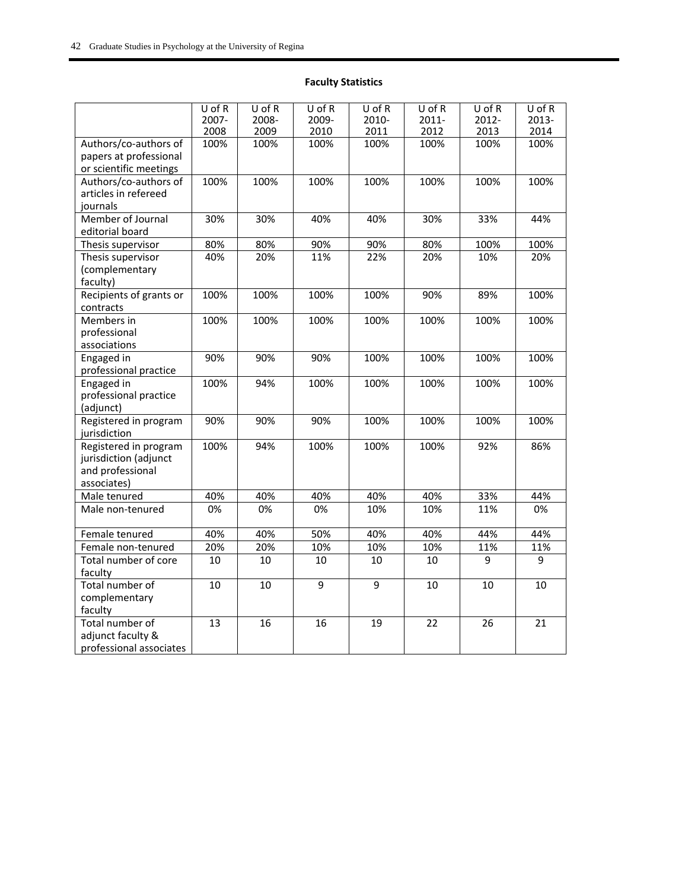**Faculty Statistics**

| | U of R 2007-2008 | U of R 2008-2009 | U of R 2009-2010 | U of R 2010-2011 | U of R 2011-2012 | U of R 2012-2013 | U of R 2013-2014 |
|---|---|---|---|---|---|---|---|
| Authors/co-authors of papers at professional or scientific meetings | 100% | 100% | 100% | 100% | 100% | 100% | 100% |
| Authors/co-authors of articles in refereed journals | 100% | 100% | 100% | 100% | 100% | 100% | 100% |
| Member of Journal editorial board | 30% | 30% | 40% | 40% | 30% | 33% | 44% |
| Thesis supervisor | 80% | 80% | 90% | 90% | 80% | 100% | 100% |
| Thesis supervisor (complementary faculty) | 40% | 20% | 11% | 22% | 20% | 10% | 20% |
| Recipients of grants or contracts | 100% | 100% | 100% | 100% | 90% | 89% | 100% |
| Members in professional associations | 100% | 100% | 100% | 100% | 100% | 100% | 100% |
| Engaged in professional practice | 90% | 90% | 90% | 100% | 100% | 100% | 100% |
| Engaged in professional practice (adjunct) | 100% | 94% | 100% | 100% | 100% | 100% | 100% |
| Registered in program jurisdiction | 90% | 90% | 90% | 100% | 100% | 100% | 100% |
| Registered in program jurisdiction (adjunct and professional associates) | 100% | 94% | 100% | 100% | 100% | 92% | 86% |
| Male tenured | 40% | 40% | 40% | 40% | 40% | 33% | 44% |
| Male non-tenured | 0% | 0% | 0% | 10% | 10% | 11% | 0% |
| Female tenured | 40% | 40% | 50% | 40% | 40% | 44% | 44% |
| Female non-tenured | 20% | 20% | 10% | 10% | 10% | 11% | 11% |
| Total number of core faculty | 10 | 10 | 10 | 10 | 10 | 9 | 9 |
| Total number of complementary faculty | 10 | 10 | 9 | 9 | 10 | 10 | 10 |
| Total number of adjunct faculty & professional associates | 13 | 16 | 16 | 19 | 22 | 26 | 21 |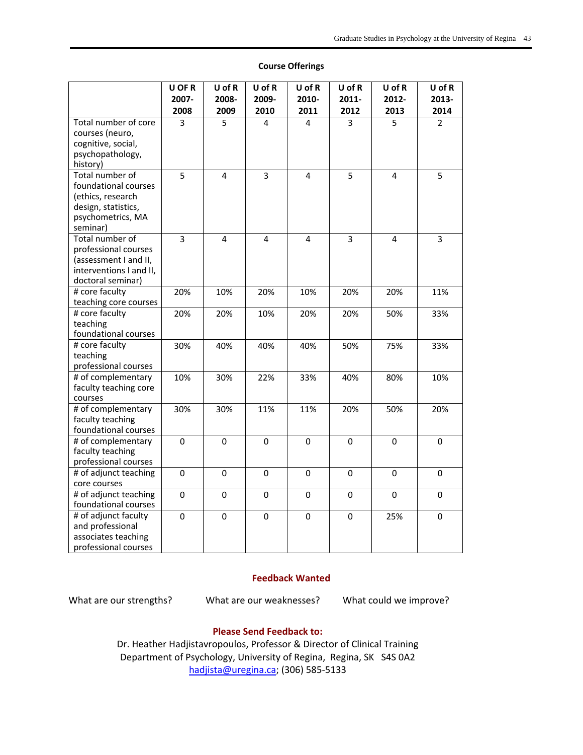## Course Offerings

| | U OF R 2007-2008 | U of R 2008-2009 | U of R 2009-2010 | U of R 2010-2011 | U of R 2011-2012 | U of R 2012-2013 | U of R 2013-2014 |
|---|---|---|---|---|---|---|---|
| Total number of core courses (neuro, cognitive, social, psychopathology, history) | 3 | 5 | 4 | 4 | 3 | 5 | 2 |
| Total number of foundational courses (ethics, research design, statistics, psychometrics, MA seminar) | 5 | 4 | 3 | 4 | 5 | 4 | 5 |
| Total number of professional courses (assessment I and II, interventions I and II, doctoral seminar) | 3 | 4 | 4 | 4 | 3 | 4 | 3 |
| # core faculty teaching core courses | 20% | 10% | 20% | 10% | 20% | 20% | 11% |
| # core faculty teaching foundational courses | 20% | 20% | 10% | 20% | 20% | 50% | 33% |
| # core faculty teaching professional courses | 30% | 40% | 40% | 40% | 50% | 75% | 33% |
| # of complementary faculty teaching core courses | 10% | 30% | 22% | 33% | 40% | 80% | 10% |
| # of complementary faculty teaching foundational courses | 30% | 30% | 11% | 11% | 20% | 50% | 20% |
| # of complementary faculty teaching professional courses | 0 | 0 | 0 | 0 | 0 | 0 | 0 |
| # of adjunct teaching core courses | 0 | 0 | 0 | 0 | 0 | 0 | 0 |
| # of adjunct teaching foundational courses | 0 | 0 | 0 | 0 | 0 | 0 | 0 |
| # of adjunct faculty and professional associates teaching professional courses | 0 | 0 | 0 | 0 | 0 | 25% | 0 |

**Feedback Wanted**

What are our strengths? What are our weaknesses? What could we improve?

**Please Send Feedback to:**

Dr. Heather Hadjistavropoulos, Professor & Director of Clinical Training
Department of Psychology, University of Regina, Regina, SK S4S 0A2
hadjista@uregina.ca; (306) 585-5133